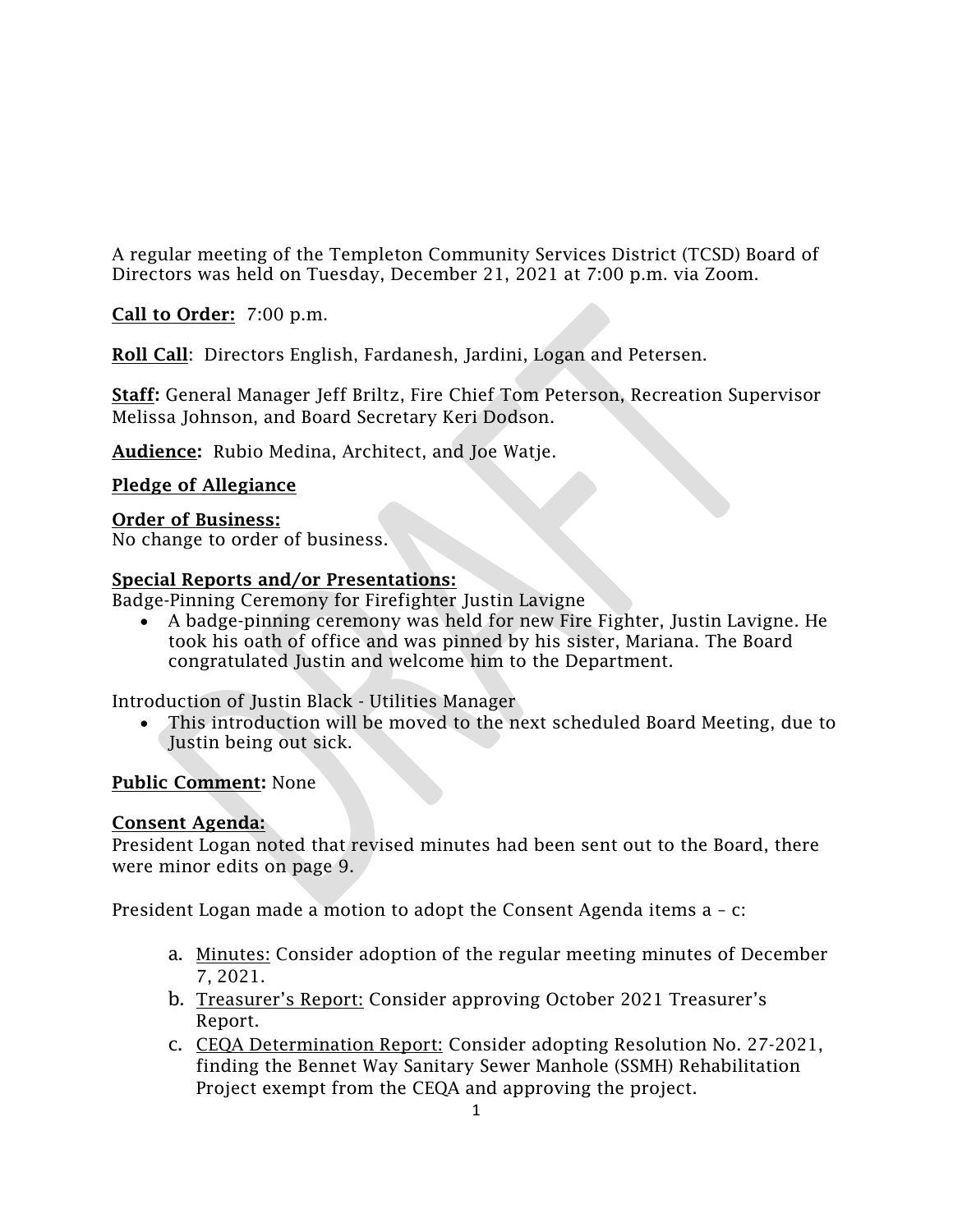A regular meeting of the Templeton Community Services District (TCSD) Board of Directors was held on Tuesday, December 21, 2021 at 7:00 p.m. via Zoom.

**Call to Order:** 7:00 p.m.

**Roll Call**: Directors English, Fardanesh, Jardini, Logan and Petersen.

**Staff:** General Manager Jeff Briltz, Fire Chief Tom Peterson, Recreation Supervisor Melissa Johnson, and Board Secretary Keri Dodson.

**Audience:** Rubio Medina, Architect, and Joe Watje.

**Pledge of Allegiance**

**Order of Business:**
No change to order of business.

**Special Reports and/or Presentations:**
Badge-Pinning Ceremony for Firefighter Justin Lavigne

- A badge-pinning ceremony was held for new Fire Fighter, Justin Lavigne. He took his oath of office and was pinned by his sister, Mariana. The Board congratulated Justin and welcome him to the Department.

Introduction of Justin Black - Utilities Manager

- This introduction will be moved to the next scheduled Board Meeting, due to Justin being out sick.

**Public Comment:** None

**Consent Agenda:**
President Logan noted that revised minutes had been sent out to the Board, there were minor edits on page 9.

President Logan made a motion to adopt the Consent Agenda items a – c:

a. Minutes: Consider adoption of the regular meeting minutes of December 7, 2021.
b. Treasurer's Report: Consider approving October 2021 Treasurer's Report.
c. CEQA Determination Report: Consider adopting Resolution No. 27-2021, finding the Bennet Way Sanitary Sewer Manhole (SSMH) Rehabilitation Project exempt from the CEQA and approving the project.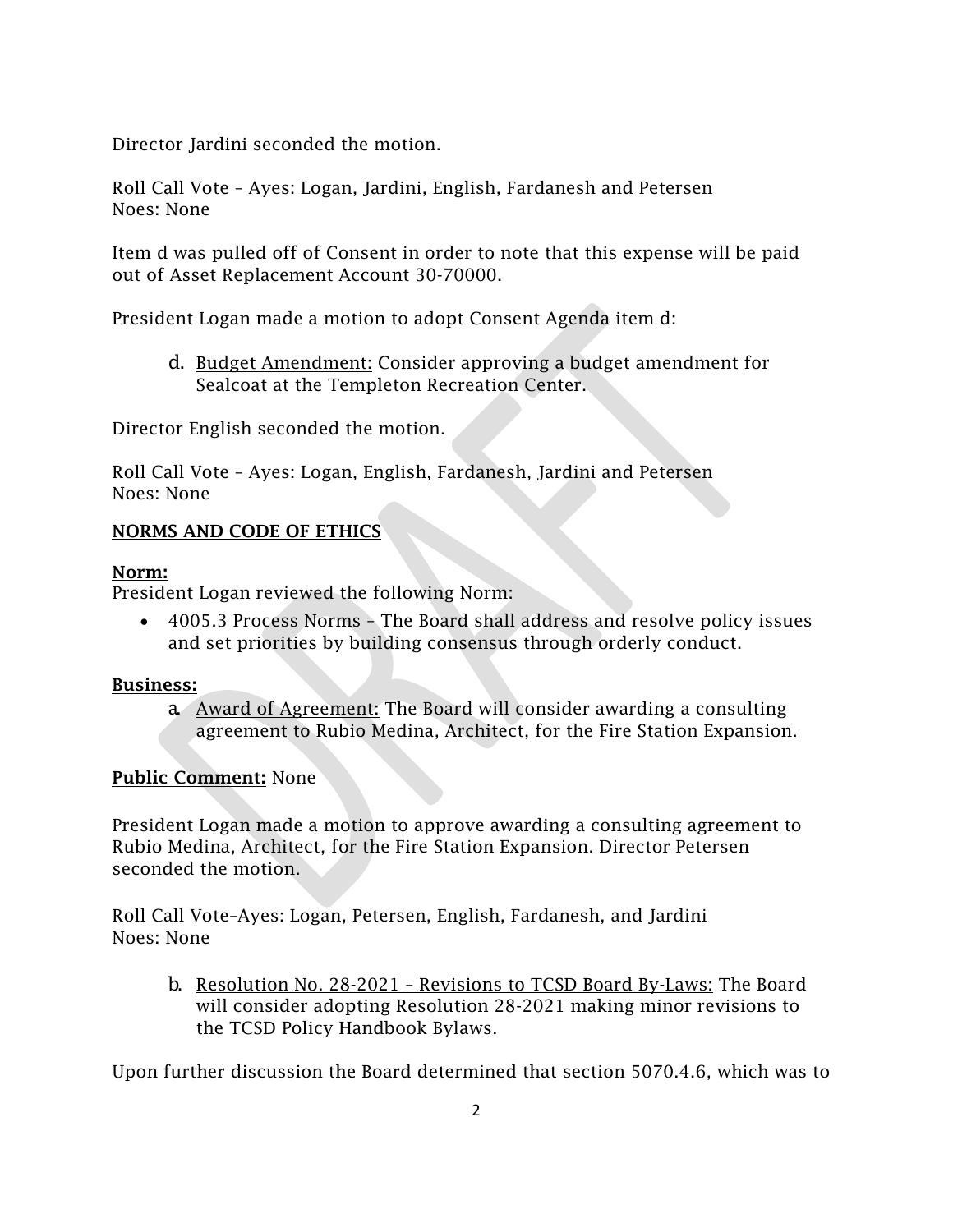Director Jardini seconded the motion.

Roll Call Vote – Ayes: Logan, Jardini, English, Fardanesh and Petersen
Noes: None

Item d was pulled off of Consent in order to note that this expense will be paid out of Asset Replacement Account 30-70000.

President Logan made a motion to adopt Consent Agenda item d:

d. <u>Budget Amendment:</u> Consider approving a budget amendment for Sealcoat at the Templeton Recreation Center.

Director English seconded the motion.

Roll Call Vote – Ayes: Logan, English, Fardanesh, Jardini and Petersen
Noes: None

**<u>NORMS AND CODE OF ETHICS</u>**

**<u>Norm:</u>**
President Logan reviewed the following Norm:

- 4005.3 Process Norms – The Board shall address and resolve policy issues and set priorities by building consensus through orderly conduct.

**<u>Business:</u>**

a. <u>Award of Agreement:</u> The Board will consider awarding a consulting agreement to Rubio Medina, Architect, for the Fire Station Expansion.

**<u>Public Comment:</u>** None

President Logan made a motion to approve awarding a consulting agreement to Rubio Medina, Architect, for the Fire Station Expansion. Director Petersen seconded the motion.

Roll Call Vote–Ayes: Logan, Petersen, English, Fardanesh, and Jardini
Noes: None

b. <u>Resolution No. 28-2021 – Revisions to TCSD Board By-Laws:</u> The Board will consider adopting Resolution 28-2021 making minor revisions to the TCSD Policy Handbook Bylaws.

Upon further discussion the Board determined that section 5070.4.6, which was to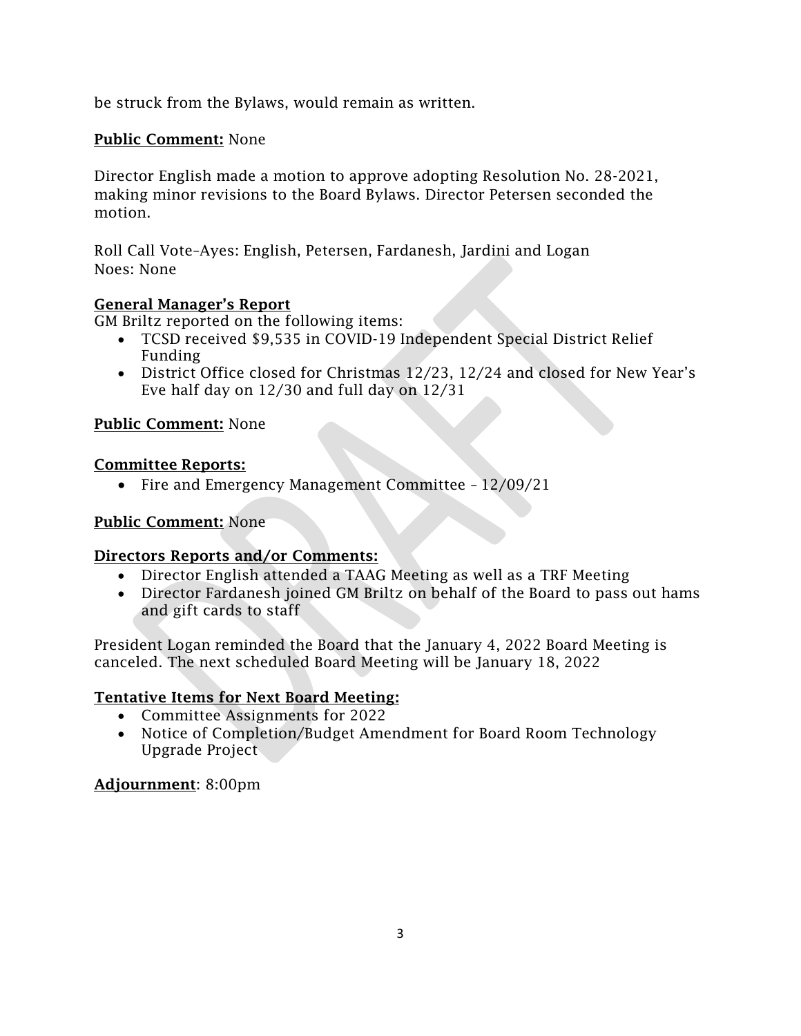be struck from the Bylaws, would remain as written.

**Public Comment:** None

Director English made a motion to approve adopting Resolution No. 28-2021, making minor revisions to the Board Bylaws. Director Petersen seconded the motion.

Roll Call Vote–Ayes: English, Petersen, Fardanesh, Jardini and Logan
Noes: None

**General Manager's Report**

GM Briltz reported on the following items:

- TCSD received $9,535 in COVID-19 Independent Special District Relief Funding
- District Office closed for Christmas 12/23, 12/24 and closed for New Year's Eve half day on 12/30 and full day on 12/31

**Public Comment:** None

**Committee Reports:**

- Fire and Emergency Management Committee – 12/09/21

**Public Comment:** None

**Directors Reports and/or Comments:**

- Director English attended a TAAG Meeting as well as a TRF Meeting
- Director Fardanesh joined GM Briltz on behalf of the Board to pass out hams and gift cards to staff

President Logan reminded the Board that the January 4, 2022 Board Meeting is canceled. The next scheduled Board Meeting will be January 18, 2022

**Tentative Items for Next Board Meeting:**

- Committee Assignments for 2022
- Notice of Completion/Budget Amendment for Board Room Technology Upgrade Project

**Adjournment**: 8:00pm